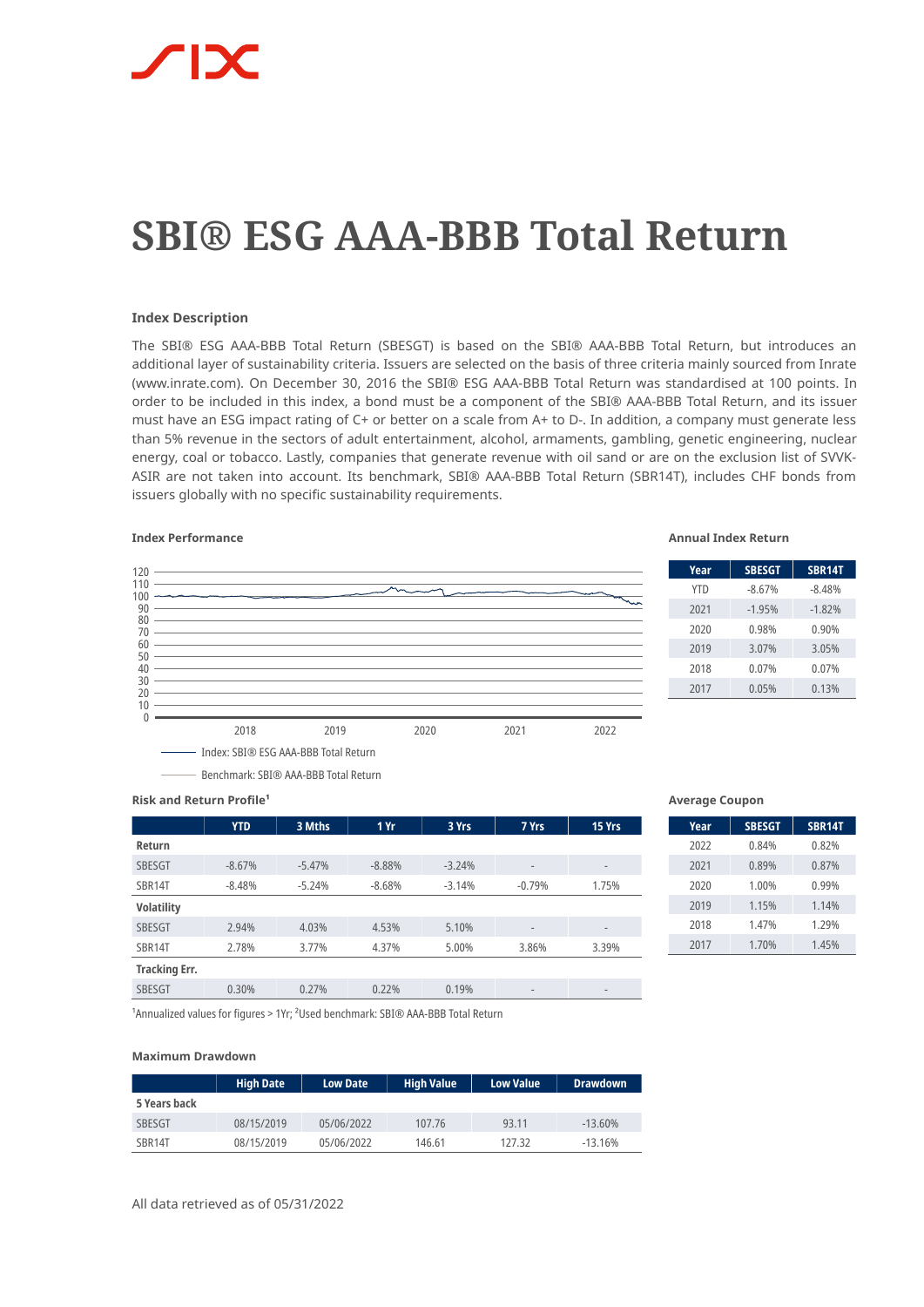# SBI® ESG AAA-BBB Total Return

## Index Description

The SBI® ESG AAA-BBB Total Return (SBESGT) is based on the SBI® AAA-BBB Total Return, but introduces an additional layer of sustainability criteria. Issuers are selected on the basis of three criteria mainly sourced from Inrate (www.inrate.com). On December 30, 2016 the SBI® ESG AAA-BBB Total Return was standardised at 100 points. In order to be included in this index, a bond must be a component of the SBI® AAA-BBB Total Return, and its issuer must have an ESG impact rating of C+ or better on a scale from A+ to D-. In addition, a company must generate less than 5% revenue in the sectors of adult entertainment, alcohol, armaments, gambling, genetic engineering, nuclear energy, coal or tobacco. Lastly, companies that generate revenue with oil sand or are on the exclusion list of SVVK-ASIR are not taken into account. Its benchmark, SBI® AAA-BBB Total Return (SBR14T), includes CHF bonds from issuers globally with no specific sustainability requirements.

### Index Performance

Index: SBI® ESG AAA-BBB Total Return

Benchmark: SBI® AAA-BBB Total Return

### Annual Index Return

| Year | SBESGT | SBR14T |
|---|---|---|
| YTD | -8.67% | -8.48% |
| 2021 | -1.95% | -1.82% |
| 2020 | 0.98% | 0.90% |
| 2019 | 3.07% | 3.05% |
| 2018 | 0.07% | 0.07% |
| 2017 | 0.05% | 0.13% |

### Risk and Return Profile[1]

| | YTD | 3 Mths | 1 Yr | 3 Yrs | 7 Yrs | 15 Yrs |
|---|---|---|---|---|---|---|
| **Return** | | | | | | |
| SBESGT | -8.67% | -5.47% | -8.88% | -3.24% | - | - |
| SBR14T | -8.48% | -5.24% | -8.68% | -3.14% | -0.79% | 1.75% |
| **Volatility** | | | | | | |
| SBESGT | 2.94% | 4.03% | 4.53% | 5.10% | - | - |
| SBR14T | 2.78% | 3.77% | 4.37% | 5.00% | 3.86% | 3.39% |
| **Tracking Err.** | | | | | | |
| SBESGT | 0.30% | 0.27% | 0.22% | 0.19% | - | - |

[1]Annualized values for figures > 1Yr; [2]Used benchmark: SBI® AAA-BBB Total Return

### Average Coupon

| Year | SBESGT | SBR14T |
|---|---|---|
| 2022 | 0.84% | 0.82% |
| 2021 | 0.89% | 0.87% |
| 2020 | 1.00% | 0.99% |
| 2019 | 1.15% | 1.14% |
| 2018 | 1.47% | 1.29% |
| 2017 | 1.70% | 1.45% |

### Maximum Drawdown

| | High Date | Low Date | High Value | Low Value | Drawdown |
|---|---|---|---|---|---|
| **5 Years back** | | | | | |
| SBESGT | 08/15/2019 | 05/06/2022 | 107.76 | 93.11 | -13.60% |
| SBR14T | 08/15/2019 | 05/06/2022 | 146.61 | 127.32 | -13.16% |

All data retrieved as of 05/31/2022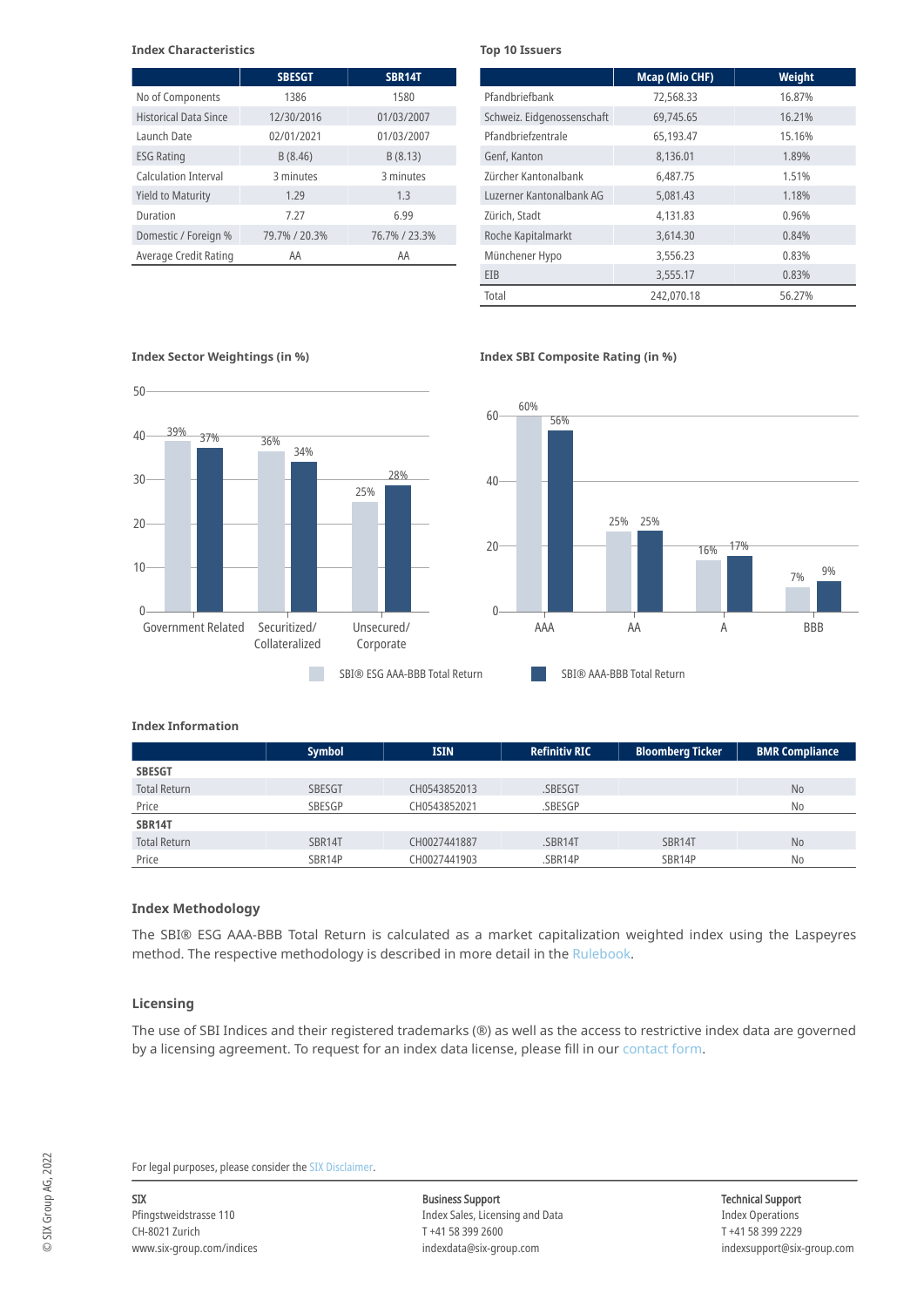**Index Characteristics**

| | SBESGT | SBR14T |
|---|---|---|
| No of Components | 1386 | 1580 |
| Historical Data Since | 12/30/2016 | 01/03/2007 |
| Launch Date | 02/01/2021 | 01/03/2007 |
| ESG Rating | B (8.46) | B (8.13) |
| Calculation Interval | 3 minutes | 3 minutes |
| Yield to Maturity | 1.29 | 1.3 |
| Duration | 7.27 | 6.99 |
| Domestic / Foreign % | 79.7% / 20.3% | 76.7% / 23.3% |
| Average Credit Rating | AA | AA |

**Top 10 Issuers**

| | Mcap (Mio CHF) | Weight |
|---|---|---|
| Pfandbriefbank | 72,568.33 | 16.87% |
| Schweiz. Eidgenossenschaft | 69,745.65 | 16.21% |
| Pfandbriefzentrale | 65,193.47 | 15.16% |
| Genf, Kanton | 8,136.01 | 1.89% |
| Zürcher Kantonalbank | 6,487.75 | 1.51% |
| Luzerner Kantonalbank AG | 5,081.43 | 1.18% |
| Zürich, Stadt | 4,131.83 | 0.96% |
| Roche Kapitalmarkt | 3,614.30 | 0.84% |
| Münchener Hypo | 3,556.23 | 0.83% |
| EIB | 3,555.17 | 0.83% |
| Total | 242,070.18 | 56.27% |

**Index Sector Weightings (in %)**

50
40
30
20
10
0

39% 37%
36% 34%
25% 28%

Government Related
Securitized/ Collateralized
Unsecured/ Corporate

**Index SBI Composite Rating (in %)**

60
40
20
0

60% 56%
25% 25%
16% 17%
7% 9%

AAA
AA
A
BBB

SBI® ESG AAA-BBB Total Return
SBI® AAA-BBB Total Return

**Index Information**

| | Symbol | ISIN | Refinitiv RIC | Bloomberg Ticker | BMR Compliance |
|---|---|---|---|---|---|
| **SBESGT** | | | | | |
| Total Return | SBESGT | CH0543852013 | .SBESGT | | No |
| Price | SBESGP | CH0543852021 | .SBESGP | | No |
| **SBR14T** | | | | | |
| Total Return | SBR14T | CH0027441887 | .SBR14T | SBR14T | No |
| Price | SBR14P | CH0027441903 | .SBR14P | SBR14P | No |

## Index Methodology

The SBI® ESG AAA-BBB Total Return is calculated as a market capitalization weighted index using the Laspeyres method. The respective methodology is described in more detail in the Rulebook.

## Licensing

The use of SBI Indices and their registered trademarks (®) as well as the access to restrictive index data are governed by a licensing agreement. To request for an index data license, please fill in our contact form.

For legal purposes, please consider the SIX Disclaimer.

**SIX**
Pfingstweidstrasse 110
CH-8021 Zurich
www.six-group.com/indices

**Business Support**
Index Sales, Licensing and Data
T +41 58 399 2600
indexdata@six-group.com

**Technical Support**
Index Operations
T +41 58 399 2229
indexsupport@six-group.com

© SIX Group AG, 2022